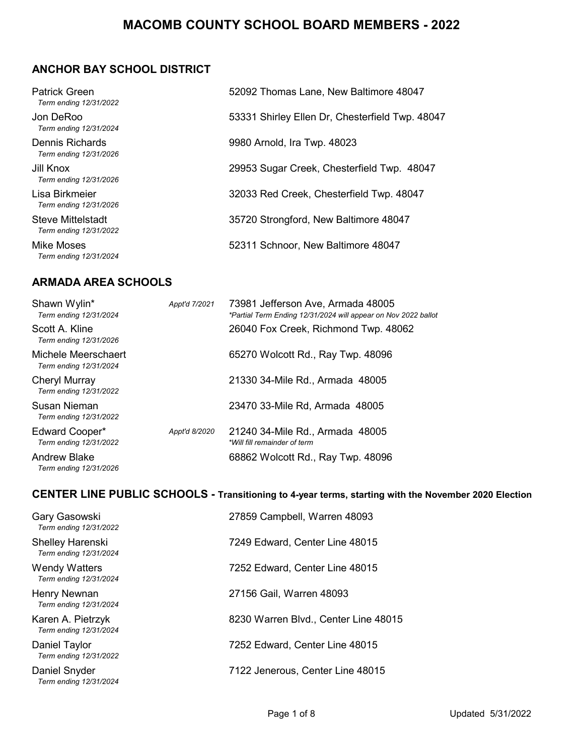# MACOMB COUNTY SCHOOL BOARD MEMBERS - 2022

## ANCHOR BAY SCHOOL DISTRICT

| Name | | Address |
|---|---|---|
| Patrick Green<br>*Term ending 12/31/2022* | | 52092 Thomas Lane, New Baltimore 48047 |
| Jon DeRoo<br>*Term ending 12/31/2024* | | 53331 Shirley Ellen Dr, Chesterfield Twp. 48047 |
| Dennis Richards<br>*Term ending 12/31/2026* | | 9980 Arnold, Ira Twp. 48023 |
| Jill Knox<br>*Term ending 12/31/2026* | | 29953 Sugar Creek, Chesterfield Twp. 48047 |
| Lisa Birkmeier<br>*Term ending 12/31/2026* | | 32033 Red Creek, Chesterfield Twp. 48047 |
| Steve Mittelstadt<br>*Term ending 12/31/2022* | | 35720 Strongford, New Baltimore 48047 |
| Mike Moses<br>*Term ending 12/31/2024* | | 52311 Schnoor, New Baltimore 48047 |

## ARMADA AREA SCHOOLS

| Name | | Address |
|---|---|---|
| Shawn Wylin*<br>*Term ending 12/31/2024* | *Appt'd 7/2021* | 73981 Jefferson Ave, Armada 48005<br>*\*Partial Term Ending 12/31/2024 will appear on Nov 2022 ballot* |
| Scott A. Kline<br>*Term ending 12/31/2026* | | 26040 Fox Creek, Richmond Twp. 48062 |
| Michele Meerschaert<br>*Term ending 12/31/2024* | | 65270 Wolcott Rd., Ray Twp. 48096 |
| Cheryl Murray<br>*Term ending 12/31/2022* | | 21330 34-Mile Rd., Armada 48005 |
| Susan Nieman<br>*Term ending 12/31/2022* | | 23470 33-Mile Rd, Armada 48005 |
| Edward Cooper*<br>*Term ending 12/31/2022* | *Appt'd 8/2020* | 21240 34-Mile Rd., Armada 48005<br>*\*Will fill remainder of term* |
| Andrew Blake<br>*Term ending 12/31/2026* | | 68862 Wolcott Rd., Ray Twp. 48096 |

## CENTER LINE PUBLIC SCHOOLS - Transitioning to 4-year terms, starting with the November 2020 Election

| Name | | Address |
|---|---|---|
| Gary Gasowski<br>*Term ending 12/31/2022* | | 27859 Campbell, Warren 48093 |
| Shelley Harenski<br>*Term ending 12/31/2024* | | 7249 Edward, Center Line 48015 |
| Wendy Watters<br>*Term ending 12/31/2024* | | 7252 Edward, Center Line 48015 |
| Henry Newnan<br>*Term ending 12/31/2024* | | 27156 Gail, Warren 48093 |
| Karen A. Pietrzyk<br>*Term ending 12/31/2024* | | 8230 Warren Blvd., Center Line 48015 |
| Daniel Taylor<br>*Term ending 12/31/2022* | | 7252 Edward, Center Line 48015 |
| Daniel Snyder<br>*Term ending 12/31/2024* | | 7122 Jenerous, Center Line 48015 |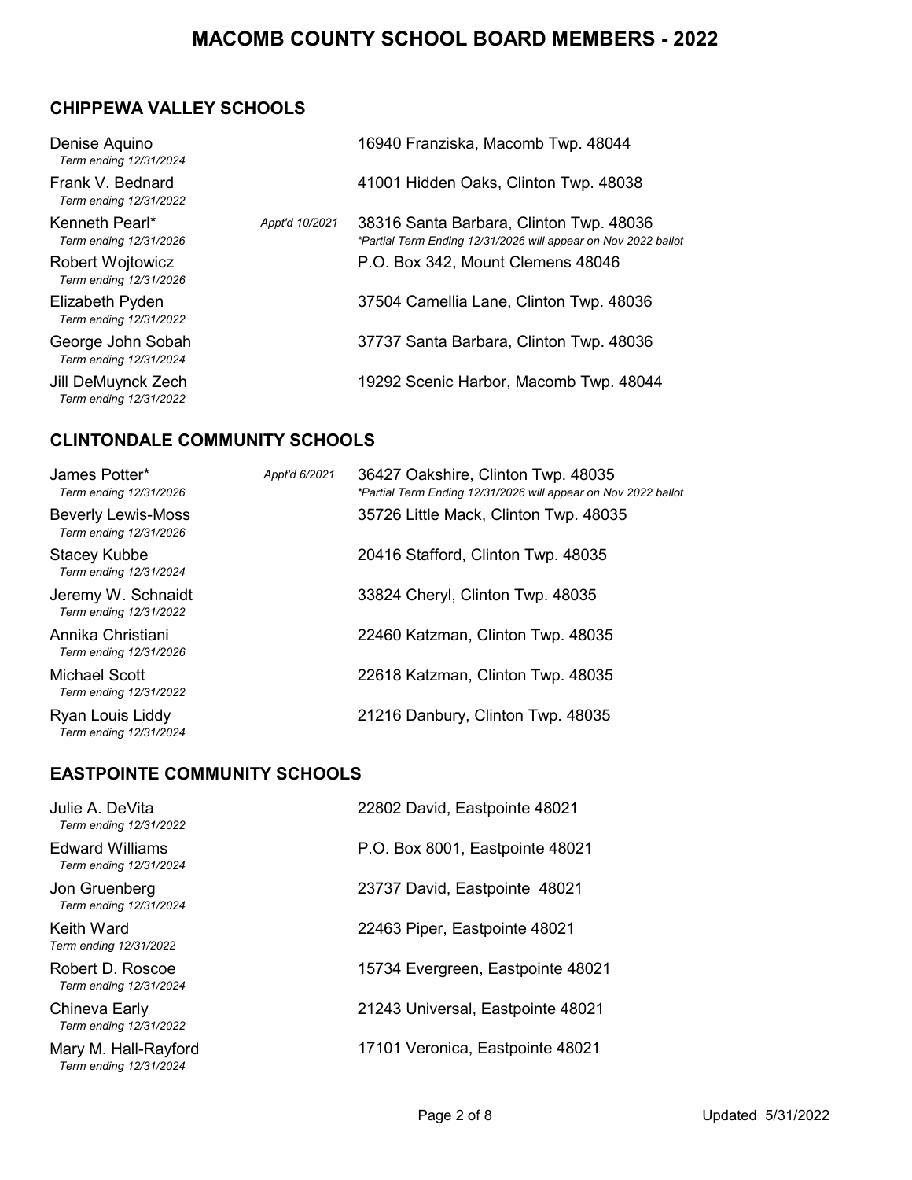# MACOMB COUNTY SCHOOL BOARD MEMBERS - 2022

## CHIPPEWA VALLEY SCHOOLS

| Name | Appointed | Address |
|---|---|---|
| Denise Aquino<br>*Term ending 12/31/2024* | | 16940 Franziska, Macomb Twp. 48044 |
| Frank V. Bednard<br>*Term ending 12/31/2022* | | 41001 Hidden Oaks, Clinton Twp. 48038 |
| Kenneth Pearl*<br>*Term ending 12/31/2026* | *Appt'd 10/2021* | 38316 Santa Barbara, Clinton Twp. 48036<br>*\*Partial Term Ending 12/31/2026 will appear on Nov 2022 ballot* |
| Robert Wojtowicz<br>*Term ending 12/31/2026* | | P.O. Box 342, Mount Clemens 48046 |
| Elizabeth Pyden<br>*Term ending 12/31/2022* | | 37504 Camellia Lane, Clinton Twp. 48036 |
| George John Sobah<br>*Term ending 12/31/2024* | | 37737 Santa Barbara, Clinton Twp. 48036 |
| Jill DeMuynck Zech<br>*Term ending 12/31/2022* | | 19292 Scenic Harbor, Macomb Twp. 48044 |

## CLINTONDALE COMMUNITY SCHOOLS

| Name | Appointed | Address |
|---|---|---|
| James Potter*<br>*Term ending 12/31/2026* | *Appt'd 6/2021* | 36427 Oakshire, Clinton Twp. 48035<br>*\*Partial Term Ending 12/31/2026 will appear on Nov 2022 ballot* |
| Beverly Lewis-Moss<br>*Term ending 12/31/2026* | | 35726 Little Mack, Clinton Twp. 48035 |
| Stacey Kubbe<br>*Term ending 12/31/2024* | | 20416 Stafford, Clinton Twp. 48035 |
| Jeremy W. Schnaidt<br>*Term ending 12/31/2022* | | 33824 Cheryl, Clinton Twp. 48035 |
| Annika Christiani<br>*Term ending 12/31/2026* | | 22460 Katzman, Clinton Twp. 48035 |
| Michael Scott<br>*Term ending 12/31/2022* | | 22618 Katzman, Clinton Twp. 48035 |
| Ryan Louis Liddy<br>*Term ending 12/31/2024* | | 21216 Danbury, Clinton Twp. 48035 |

## EASTPOINTE COMMUNITY SCHOOLS

| Name | Appointed | Address |
|---|---|---|
| Julie A. DeVita<br>*Term ending 12/31/2022* | | 22802 David, Eastpointe 48021 |
| Edward Williams<br>*Term ending 12/31/2024* | | P.O. Box 8001, Eastpointe 48021 |
| Jon Gruenberg<br>*Term ending 12/31/2024* | | 23737 David, Eastpointe 48021 |
| Keith Ward<br>*Term ending 12/31/2022* | | 22463 Piper, Eastpointe 48021 |
| Robert D. Roscoe<br>*Term ending 12/31/2024* | | 15734 Evergreen, Eastpointe 48021 |
| Chineva Early<br>*Term ending 12/31/2022* | | 21243 Universal, Eastpointe 48021 |
| Mary M. Hall-Rayford<br>*Term ending 12/31/2024* | | 17101 Veronica, Eastpointe 48021 |

Updated 5/31/2022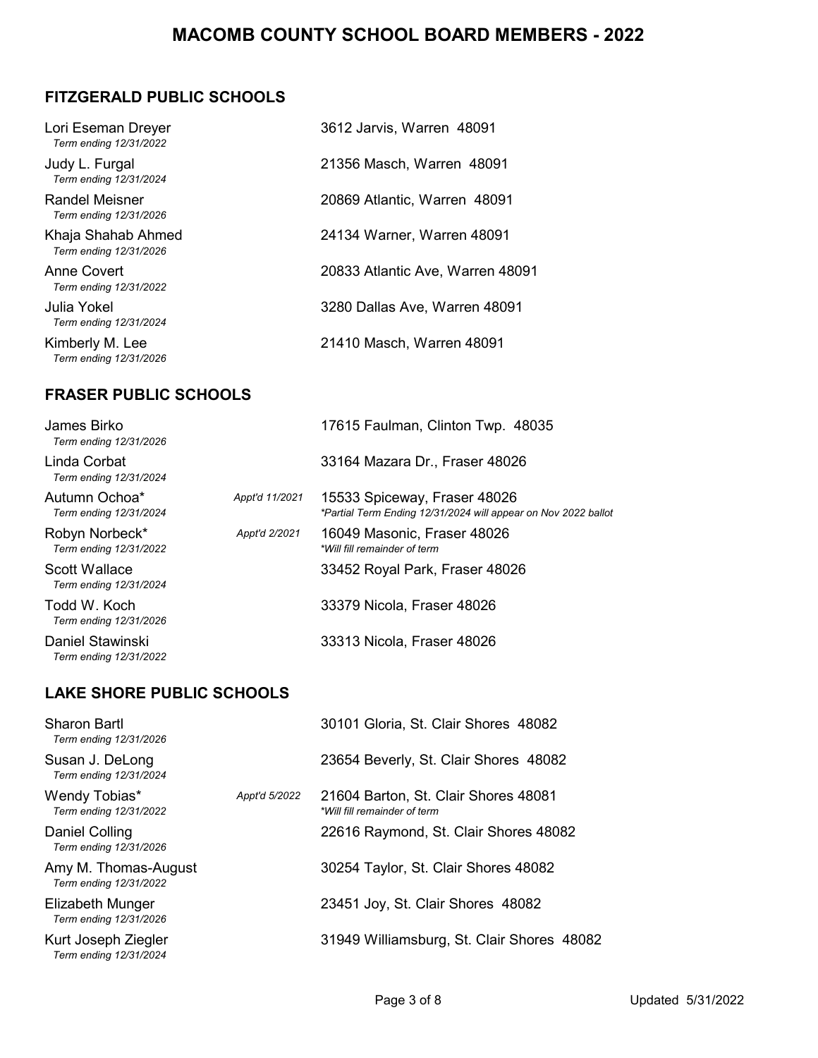# MACOMB COUNTY SCHOOL BOARD MEMBERS - 2022

## FITZGERALD PUBLIC SCHOOLS

| Name | Appointed | Address |
| --- | --- | --- |
| Lori Eseman Dreyer<br>*Term ending 12/31/2022* | | 3612 Jarvis, Warren 48091 |
| Judy L. Furgal<br>*Term ending 12/31/2024* | | 21356 Masch, Warren 48091 |
| Randel Meisner<br>*Term ending 12/31/2026* | | 20869 Atlantic, Warren 48091 |
| Khaja Shahab Ahmed<br>*Term ending 12/31/2026* | | 24134 Warner, Warren 48091 |
| Anne Covert<br>*Term ending 12/31/2022* | | 20833 Atlantic Ave, Warren 48091 |
| Julia Yokel<br>*Term ending 12/31/2024* | | 3280 Dallas Ave, Warren 48091 |
| Kimberly M. Lee<br>*Term ending 12/31/2026* | | 21410 Masch, Warren 48091 |

## FRASER PUBLIC SCHOOLS

| Name | Appointed | Address |
| --- | --- | --- |
| James Birko<br>*Term ending 12/31/2026* | | 17615 Faulman, Clinton Twp. 48035 |
| Linda Corbat<br>*Term ending 12/31/2024* | | 33164 Mazara Dr., Fraser 48026 |
| Autumn Ochoa*<br>*Term ending 12/31/2024* | *Appt'd 11/2021* | 15533 Spiceway, Fraser 48026<br>*\*Partial Term Ending 12/31/2024 will appear on Nov 2022 ballot* |
| Robyn Norbeck*<br>*Term ending 12/31/2022* | *Appt'd 2/2021* | 16049 Masonic, Fraser 48026<br>*\*Will fill remainder of term* |
| Scott Wallace<br>*Term ending 12/31/2024* | | 33452 Royal Park, Fraser 48026 |
| Todd W. Koch<br>*Term ending 12/31/2026* | | 33379 Nicola, Fraser 48026 |
| Daniel Stawinski<br>*Term ending 12/31/2022* | | 33313 Nicola, Fraser 48026 |

## LAKE SHORE PUBLIC SCHOOLS

| Name | Appointed | Address |
| --- | --- | --- |
| Sharon Bartl<br>*Term ending 12/31/2026* | | 30101 Gloria, St. Clair Shores 48082 |
| Susan J. DeLong<br>*Term ending 12/31/2024* | | 23654 Beverly, St. Clair Shores 48082 |
| Wendy Tobias*<br>*Term ending 12/31/2022* | *Appt'd 5/2022* | 21604 Barton, St. Clair Shores 48081<br>*\*Will fill remainder of term* |
| Daniel Colling<br>*Term ending 12/31/2026* | | 22616 Raymond, St. Clair Shores 48082 |
| Amy M. Thomas-August<br>*Term ending 12/31/2022* | | 30254 Taylor, St. Clair Shores 48082 |
| Elizabeth Munger<br>*Term ending 12/31/2026* | | 23451 Joy, St. Clair Shores 48082 |
| Kurt Joseph Ziegler<br>*Term ending 12/31/2024* | | 31949 Williamsburg, St. Clair Shores 48082 |

Updated 5/31/2022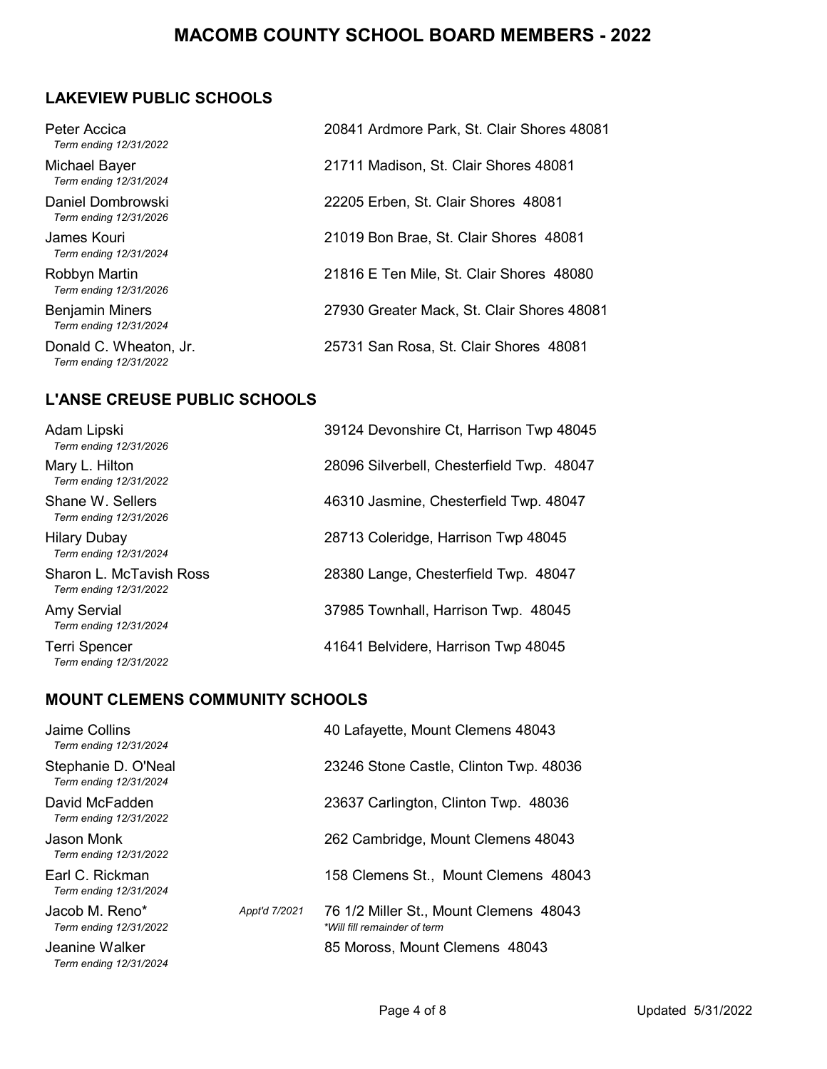# MACOMB COUNTY SCHOOL BOARD MEMBERS - 2022

## LAKEVIEW PUBLIC SCHOOLS

| Name | Address |
|---|---|
| Peter Accica<br>*Term ending 12/31/2022* | 20841 Ardmore Park, St. Clair Shores 48081 |
| Michael Bayer<br>*Term ending 12/31/2024* | 21711 Madison, St. Clair Shores 48081 |
| Daniel Dombrowski<br>*Term ending 12/31/2026* | 22205 Erben, St. Clair Shores 48081 |
| James Kouri<br>*Term ending 12/31/2024* | 21019 Bon Brae, St. Clair Shores 48081 |
| Robbyn Martin<br>*Term ending 12/31/2026* | 21816 E Ten Mile, St. Clair Shores 48080 |
| Benjamin Miners<br>*Term ending 12/31/2024* | 27930 Greater Mack, St. Clair Shores 48081 |
| Donald C. Wheaton, Jr.<br>*Term ending 12/31/2022* | 25731 San Rosa, St. Clair Shores 48081 |

## L'ANSE CREUSE PUBLIC SCHOOLS

| Name | Address |
|---|---|
| Adam Lipski<br>*Term ending 12/31/2026* | 39124 Devonshire Ct, Harrison Twp 48045 |
| Mary L. Hilton<br>*Term ending 12/31/2022* | 28096 Silverbell, Chesterfield Twp. 48047 |
| Shane W. Sellers<br>*Term ending 12/31/2026* | 46310 Jasmine, Chesterfield Twp. 48047 |
| Hilary Dubay<br>*Term ending 12/31/2024* | 28713 Coleridge, Harrison Twp 48045 |
| Sharon L. McTavish Ross<br>*Term ending 12/31/2022* | 28380 Lange, Chesterfield Twp. 48047 |
| Amy Servial<br>*Term ending 12/31/2024* | 37985 Townhall, Harrison Twp. 48045 |
| Terri Spencer<br>*Term ending 12/31/2022* | 41641 Belvidere, Harrison Twp 48045 |

## MOUNT CLEMENS COMMUNITY SCHOOLS

| Name | | Address |
|---|---|---|
| Jaime Collins<br>*Term ending 12/31/2024* | | 40 Lafayette, Mount Clemens 48043 |
| Stephanie D. O'Neal<br>*Term ending 12/31/2024* | | 23246 Stone Castle, Clinton Twp. 48036 |
| David McFadden<br>*Term ending 12/31/2022* | | 23637 Carlington, Clinton Twp. 48036 |
| Jason Monk<br>*Term ending 12/31/2022* | | 262 Cambridge, Mount Clemens 48043 |
| Earl C. Rickman<br>*Term ending 12/31/2024* | | 158 Clemens St., Mount Clemens 48043 |
| Jacob M. Reno*<br>*Term ending 12/31/2022* | *Appt'd 7/2021* | 76 1/2 Miller St., Mount Clemens 48043<br>*\*Will fill remainder of term* |
| Jeanine Walker<br>*Term ending 12/31/2024* | | 85 Moross, Mount Clemens 48043 |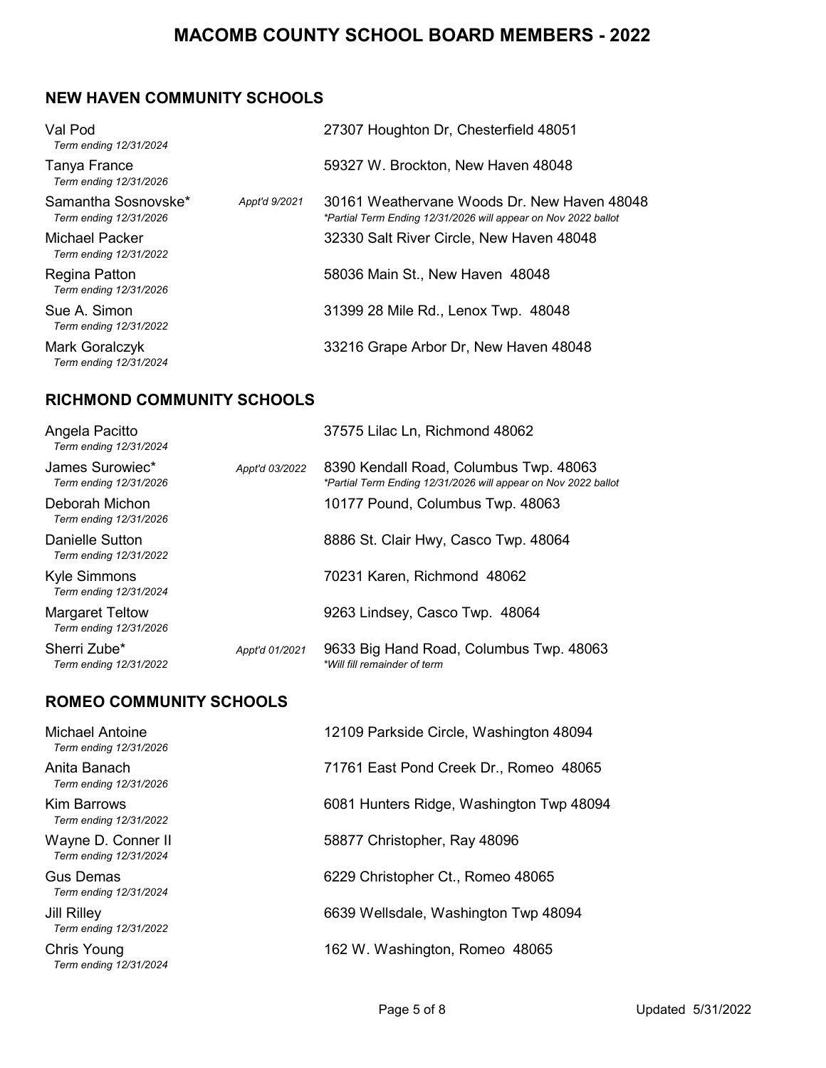# MACOMB COUNTY SCHOOL BOARD MEMBERS - 2022

## NEW HAVEN COMMUNITY SCHOOLS

| Member | Appointed | Address |
| --- | --- | --- |
| Val Pod<br>*Term ending 12/31/2024* | | 27307 Houghton Dr, Chesterfield 48051 |
| Tanya France<br>*Term ending 12/31/2026* | | 59327 W. Brockton, New Haven 48048 |
| Samantha Sosnovske*<br>*Term ending 12/31/2026* | *Appt'd 9/2021* | 30161 Weathervane Woods Dr. New Haven 48048<br>*\*Partial Term Ending 12/31/2026 will appear on Nov 2022 ballot* |
| Michael Packer<br>*Term ending 12/31/2022* | | 32330 Salt River Circle, New Haven 48048 |
| Regina Patton<br>*Term ending 12/31/2026* | | 58036 Main St., New Haven 48048 |
| Sue A. Simon<br>*Term ending 12/31/2022* | | 31399 28 Mile Rd., Lenox Twp. 48048 |
| Mark Goralczyk<br>*Term ending 12/31/2024* | | 33216 Grape Arbor Dr, New Haven 48048 |

## RICHMOND COMMUNITY SCHOOLS

| Member | Appointed | Address |
| --- | --- | --- |
| Angela Pacitto<br>*Term ending 12/31/2024* | | 37575 Lilac Ln, Richmond 48062 |
| James Surowiec*<br>*Term ending 12/31/2026* | *Appt'd 03/2022* | 8390 Kendall Road, Columbus Twp. 48063<br>*\*Partial Term Ending 12/31/2026 will appear on Nov 2022 ballot* |
| Deborah Michon<br>*Term ending 12/31/2026* | | 10177 Pound, Columbus Twp. 48063 |
| Danielle Sutton<br>*Term ending 12/31/2022* | | 8886 St. Clair Hwy, Casco Twp. 48064 |
| Kyle Simmons<br>*Term ending 12/31/2024* | | 70231 Karen, Richmond 48062 |
| Margaret Teltow<br>*Term ending 12/31/2026* | | 9263 Lindsey, Casco Twp. 48064 |
| Sherri Zube*<br>*Term ending 12/31/2022* | *Appt'd 01/2021* | 9633 Big Hand Road, Columbus Twp. 48063<br>*\*Will fill remainder of term* |

## ROMEO COMMUNITY SCHOOLS

| Member | Appointed | Address |
| --- | --- | --- |
| Michael Antoine<br>*Term ending 12/31/2026* | | 12109 Parkside Circle, Washington 48094 |
| Anita Banach<br>*Term ending 12/31/2026* | | 71761 East Pond Creek Dr., Romeo 48065 |
| Kim Barrows<br>*Term ending 12/31/2022* | | 6081 Hunters Ridge, Washington Twp 48094 |
| Wayne D. Conner II<br>*Term ending 12/31/2024* | | 58877 Christopher, Ray 48096 |
| Gus Demas<br>*Term ending 12/31/2024* | | 6229 Christopher Ct., Romeo 48065 |
| Jill Rilley<br>*Term ending 12/31/2022* | | 6639 Wellsdale, Washington Twp 48094 |
| Chris Young<br>*Term ending 12/31/2024* | | 162 W. Washington, Romeo 48065 |

Updated 5/31/2022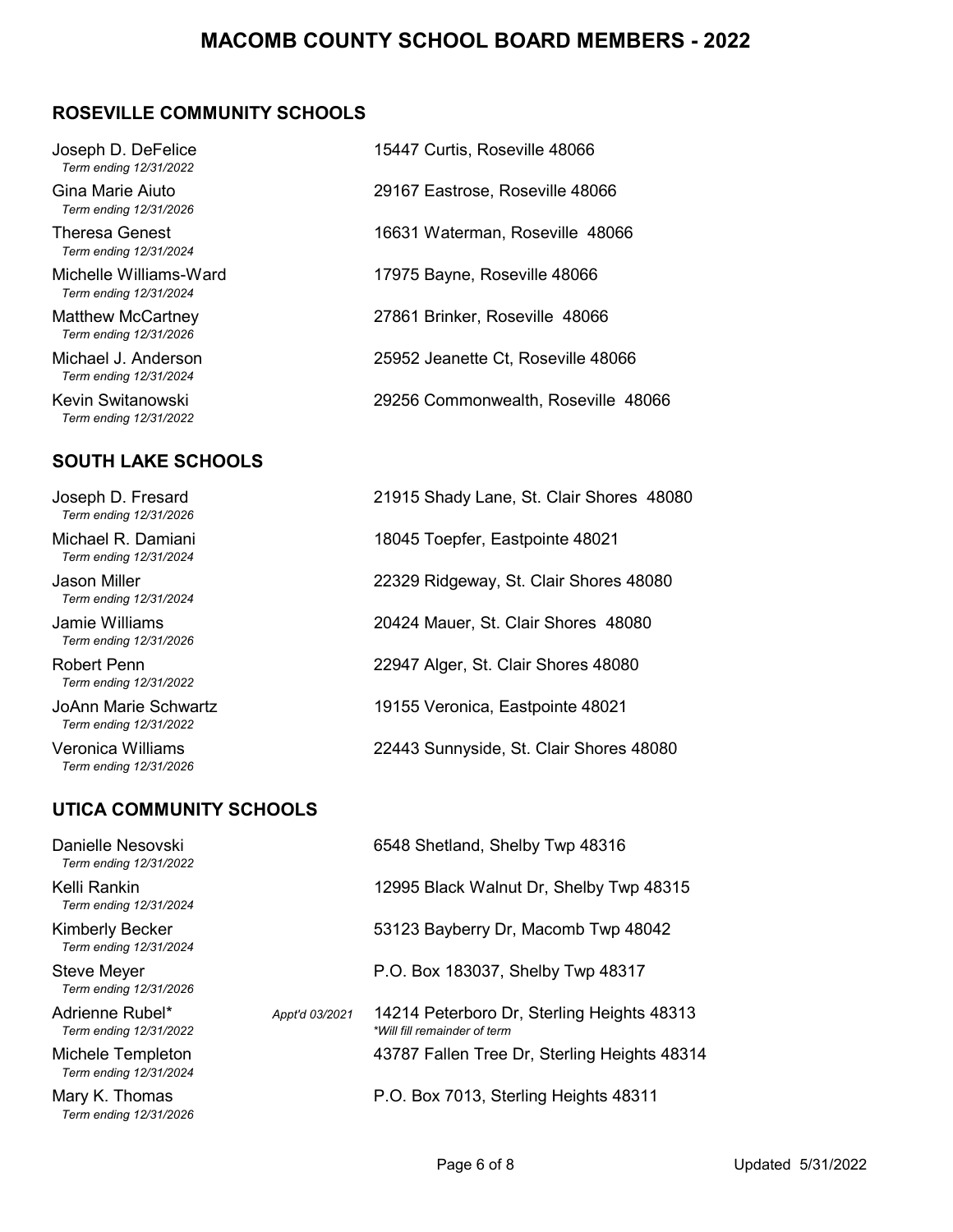# MACOMB COUNTY SCHOOL BOARD MEMBERS - 2022

## ROSEVILLE COMMUNITY SCHOOLS

Joseph D. DeFelice
*Term ending 12/31/2022*
15447 Curtis, Roseville 48066

Gina Marie Aiuto
*Term ending 12/31/2026*
29167 Eastrose, Roseville 48066

Theresa Genest
*Term ending 12/31/2024*
16631 Waterman, Roseville 48066

Michelle Williams-Ward
*Term ending 12/31/2024*
17975 Bayne, Roseville 48066

Matthew McCartney
*Term ending 12/31/2026*
27861 Brinker, Roseville 48066

Michael J. Anderson
*Term ending 12/31/2024*
25952 Jeanette Ct, Roseville 48066

Kevin Switanowski
*Term ending 12/31/2022*
29256 Commonwealth, Roseville 48066

## SOUTH LAKE SCHOOLS

Joseph D. Fresard
*Term ending 12/31/2026*
21915 Shady Lane, St. Clair Shores 48080

Michael R. Damiani
*Term ending 12/31/2024*
18045 Toepfer, Eastpointe 48021

Jason Miller
*Term ending 12/31/2024*
22329 Ridgeway, St. Clair Shores 48080

Jamie Williams
*Term ending 12/31/2026*
20424 Mauer, St. Clair Shores 48080

Robert Penn
*Term ending 12/31/2022*
22947 Alger, St. Clair Shores 48080

JoAnn Marie Schwartz
*Term ending 12/31/2022*
19155 Veronica, Eastpointe 48021

Veronica Williams
*Term ending 12/31/2026*
22443 Sunnyside, St. Clair Shores 48080

## UTICA COMMUNITY SCHOOLS

Danielle Nesovski
*Term ending 12/31/2022*
6548 Shetland, Shelby Twp 48316

Kelli Rankin
*Term ending 12/31/2024*
12995 Black Walnut Dr, Shelby Twp 48315

Kimberly Becker
*Term ending 12/31/2024*
53123 Bayberry Dr, Macomb Twp 48042

Steve Meyer
*Term ending 12/31/2026*
P.O. Box 183037, Shelby Twp 48317

Adrienne Rubel* *Appt'd 03/2021*
*Term ending 12/31/2022*
14214 Peterboro Dr, Sterling Heights 48313
*\*Will fill remainder of term*

Michele Templeton
*Term ending 12/31/2024*
43787 Fallen Tree Dr, Sterling Heights 48314

Mary K. Thomas
*Term ending 12/31/2026*
P.O. Box 7013, Sterling Heights 48311

Updated 5/31/2022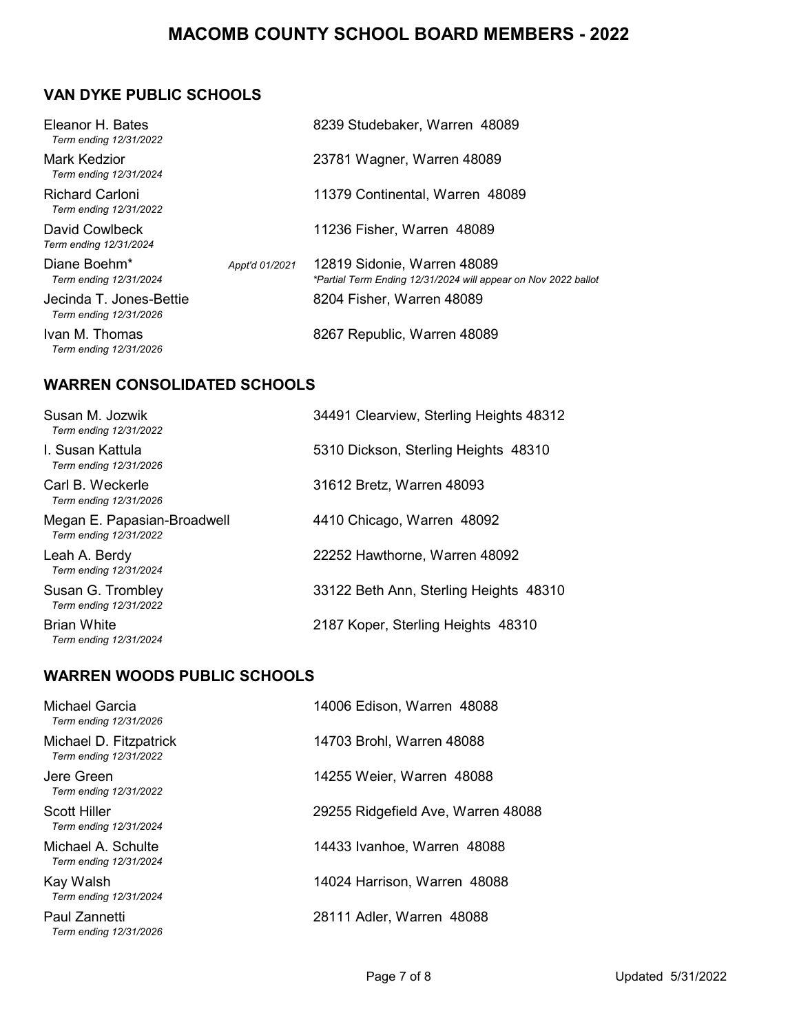# MACOMB COUNTY SCHOOL BOARD MEMBERS - 2022

## VAN DYKE PUBLIC SCHOOLS

| Name | | Address |
|---|---|---|
| Eleanor H. Bates<br>*Term ending 12/31/2022* | | 8239 Studebaker, Warren 48089 |
| Mark Kedzior<br>*Term ending 12/31/2024* | | 23781 Wagner, Warren 48089 |
| Richard Carloni<br>*Term ending 12/31/2022* | | 11379 Continental, Warren 48089 |
| David Cowlbeck<br>*Term ending 12/31/2024* | | 11236 Fisher, Warren 48089 |
| Diane Boehm*<br>*Term ending 12/31/2024* | *Appt'd 01/2021* | 12819 Sidonie, Warren 48089<br>*\*Partial Term Ending 12/31/2024 will appear on Nov 2022 ballot* |
| Jecinda T. Jones-Bettie<br>*Term ending 12/31/2026* | | 8204 Fisher, Warren 48089 |
| Ivan M. Thomas<br>*Term ending 12/31/2026* | | 8267 Republic, Warren 48089 |

## WARREN CONSOLIDATED SCHOOLS

| Name | Address |
|---|---|
| Susan M. Jozwik<br>*Term ending 12/31/2022* | 34491 Clearview, Sterling Heights 48312 |
| I. Susan Kattula<br>*Term ending 12/31/2026* | 5310 Dickson, Sterling Heights 48310 |
| Carl B. Weckerle<br>*Term ending 12/31/2026* | 31612 Bretz, Warren 48093 |
| Megan E. Papasian-Broadwell<br>*Term ending 12/31/2022* | 4410 Chicago, Warren 48092 |
| Leah A. Berdy<br>*Term ending 12/31/2024* | 22252 Hawthorne, Warren 48092 |
| Susan G. Trombley<br>*Term ending 12/31/2022* | 33122 Beth Ann, Sterling Heights 48310 |
| Brian White<br>*Term ending 12/31/2024* | 2187 Koper, Sterling Heights 48310 |

## WARREN WOODS PUBLIC SCHOOLS

| Name | Address |
|---|---|
| Michael Garcia<br>*Term ending 12/31/2026* | 14006 Edison, Warren 48088 |
| Michael D. Fitzpatrick<br>*Term ending 12/31/2022* | 14703 Brohl, Warren 48088 |
| Jere Green<br>*Term ending 12/31/2022* | 14255 Weier, Warren 48088 |
| Scott Hiller<br>*Term ending 12/31/2024* | 29255 Ridgefield Ave, Warren 48088 |
| Michael A. Schulte<br>*Term ending 12/31/2024* | 14433 Ivanhoe, Warren 48088 |
| Kay Walsh<br>*Term ending 12/31/2024* | 14024 Harrison, Warren 48088 |
| Paul Zannetti<br>*Term ending 12/31/2026* | 28111 Adler, Warren 48088 |

Updated 5/31/2022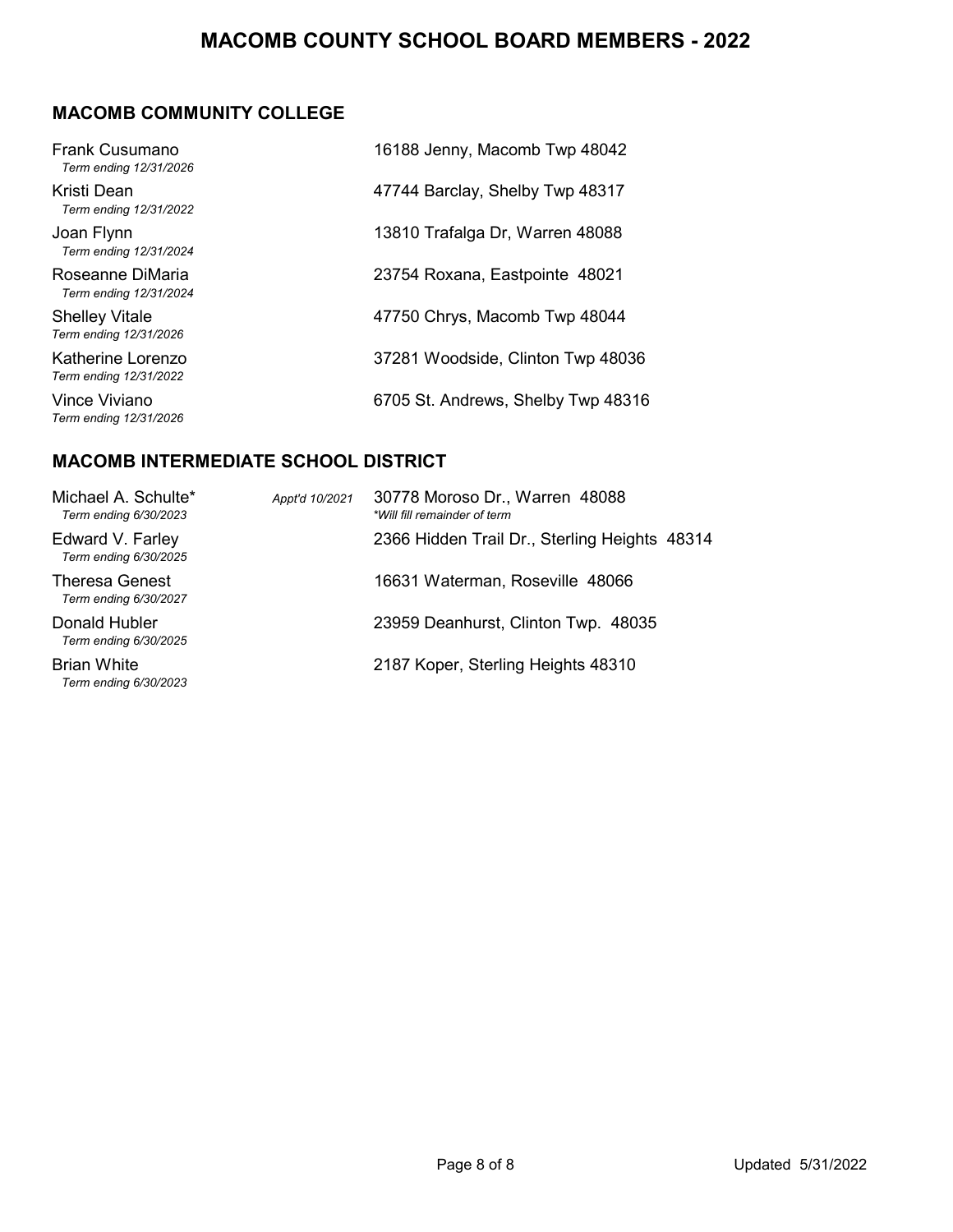# MACOMB COUNTY SCHOOL BOARD MEMBERS - 2022

## MACOMB COMMUNITY COLLEGE

| | |
|---|---|
| Frank Cusumano<br>*Term ending 12/31/2026* | 16188 Jenny, Macomb Twp 48042 |
| Kristi Dean<br>*Term ending 12/31/2022* | 47744 Barclay, Shelby Twp 48317 |
| Joan Flynn<br>*Term ending 12/31/2024* | 13810 Trafalga Dr, Warren 48088 |
| Roseanne DiMaria<br>*Term ending 12/31/2024* | 23754 Roxana, Eastpointe 48021 |
| Shelley Vitale<br>*Term ending 12/31/2026* | 47750 Chrys, Macomb Twp 48044 |
| Katherine Lorenzo<br>*Term ending 12/31/2022* | 37281 Woodside, Clinton Twp 48036 |
| Vince Viviano<br>*Term ending 12/31/2026* | 6705 St. Andrews, Shelby Twp 48316 |

## MACOMB INTERMEDIATE SCHOOL DISTRICT

| | | |
|---|---|---|
| Michael A. Schulte*<br>*Term ending 6/30/2023* | *Appt'd 10/2021* | 30778 Moroso Dr., Warren 48088<br>**Will fill remainder of term* |
| Edward V. Farley<br>*Term ending 6/30/2025* | | 2366 Hidden Trail Dr., Sterling Heights 48314 |
| Theresa Genest<br>*Term ending 6/30/2027* | | 16631 Waterman, Roseville 48066 |
| Donald Hubler<br>*Term ending 6/30/2025* | | 23959 Deanhurst, Clinton Twp. 48035 |
| Brian White<br>*Term ending 6/30/2023* | | 2187 Koper, Sterling Heights 48310 |

Updated 5/31/2022